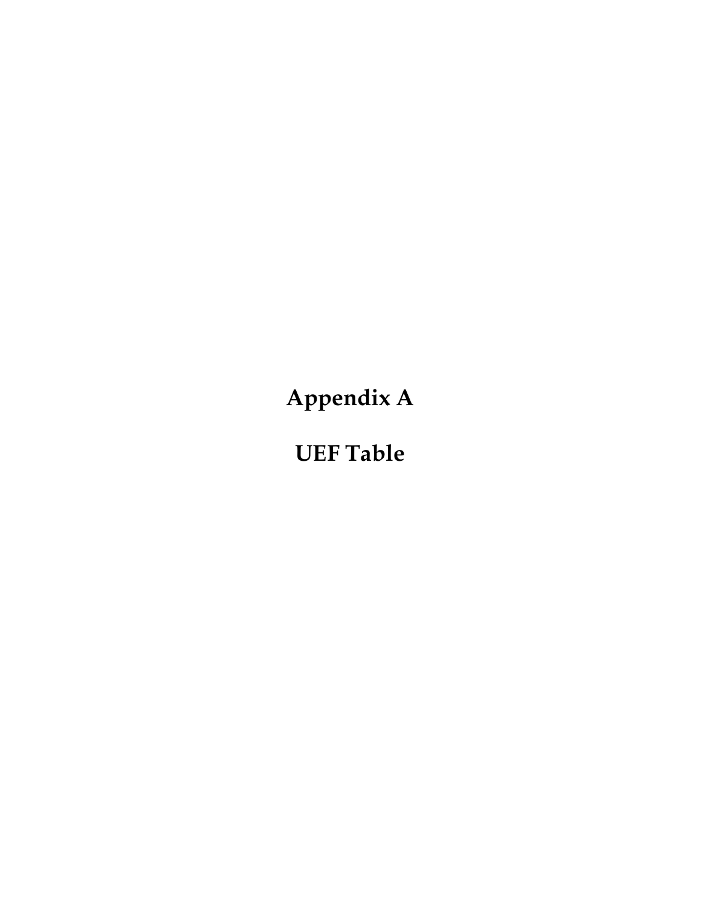# Appendix A

# UEF Table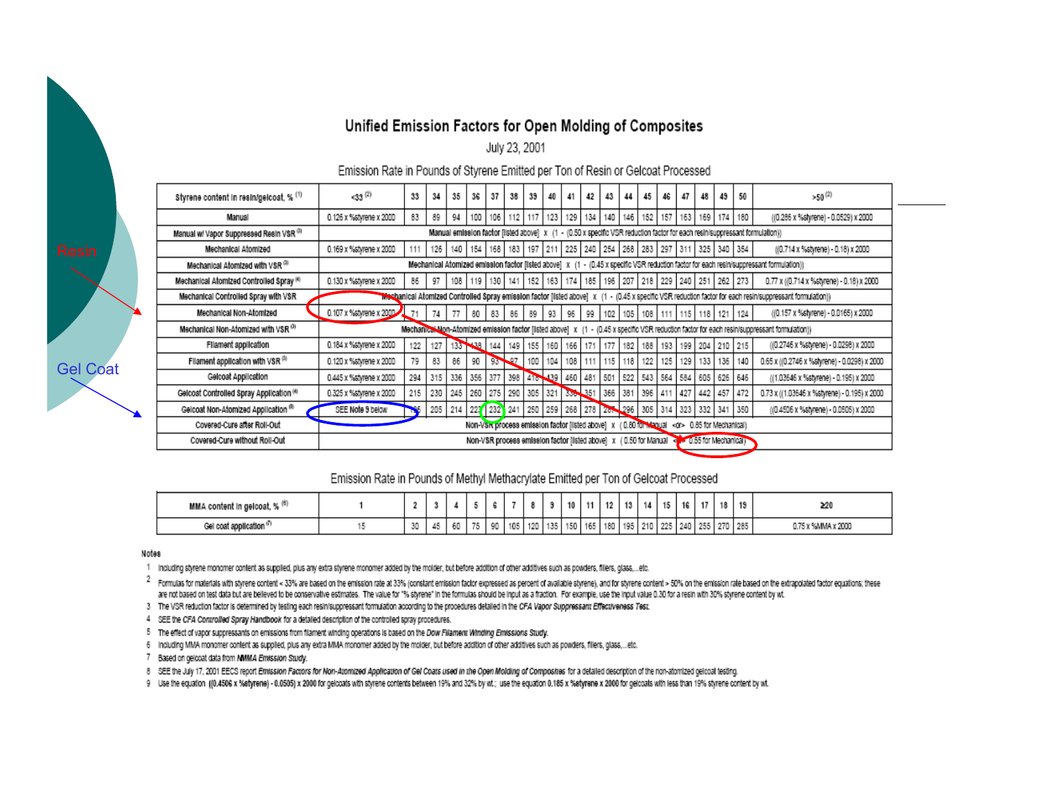Resin

Gel Coat

# Unified Emission Factors for Open Molding of Composites

July 23, 2001

Emission Rate in Pounds of Styrene Emitted per Ton of Resin or Gelcoat Processed

| Styrene content in resin/gelcoat, % [1] | <33 [2] | 33 | 34 | 35 | 36 | 37 | 38 | 39 | 40 | 41 | 42 | 43 | 44 | 45 | 46 | 47 | 48 | 49 | 50 | >50 [2] |
|---|---|---|---|---|---|---|---|---|---|---|---|---|---|---|---|---|---|---|---|---|
| Manual | 0.126 x %styrene x 2000 | 83 | 89 | 94 | 100 | 106 | 112 | 117 | 123 | 129 | 134 | 140 | 146 | 152 | 157 | 163 | 169 | 174 | 180 | ((0.286 x %styrene) - 0.0529) x 2000 |
| Manual w/ Vapor Suppressed Resin VSR [3] | Manual emission factor [listed above] x (1 - (0.50 x specific VSR reduction factor for each resin/suppressant formulation)) | | | | | | | | | | | | | | | | | | | |
| Mechanical Atomized | 0.169 x %styrene x 2000 | 111 | 126 | 140 | 154 | 168 | 183 | 197 | 211 | 225 | 240 | 254 | 268 | 283 | 297 | 311 | 325 | 340 | 354 | ((0.714 x %styrene) - 0.18) x 2000 |
| Mechanical Atomized with VSR [3] | Mechanical Atomized emission factor [listed above] x (1 - (0.45 x specific VSR reduction factor for each resin/suppressant formulation)) | | | | | | | | | | | | | | | | | | | |
| Mechanical Atomized Controlled Spray [4] | 0.130 x %styrene x 2000 | 86 | 97 | 108 | 119 | 130 | 141 | 152 | 163 | 174 | 185 | 196 | 207 | 218 | 229 | 240 | 251 | 262 | 273 | 0.77 x ((0.714 x %styrene) - 0.18) x 2000 |
| Mechanical Controlled Spray with VSR | Mechanical Atomized Controlled Spray emission factor [listed above] x (1 - (0.45 x specific VSR reduction factor for each resin/suppressant formulation)) | | | | | | | | | | | | | | | | | | | |
| Mechanical Non-Atomized | 0.107 x %styrene x 2000 | 71 | 74 | 77 | 80 | 83 | 86 | 89 | 93 | 96 | 99 | 102 | 105 | 108 | 111 | 115 | 118 | 121 | 124 | ((0.157 x %styrene) - 0.0165) x 2000 |
| Mechanical Non-Atomized with VSR [3] | Mechanical Non-Atomized emission factor [listed above] x (1 - (0.45 x specific VSR reduction factor for each resin/suppressant formulation)) | | | | | | | | | | | | | | | | | | | |
| Filament application | 0.184 x %styrene x 2000 | 122 | 127 | 133 | 138 | 144 | 149 | 155 | 160 | 166 | 171 | 177 | 182 | 188 | 193 | 199 | 204 | 210 | 215 | ((0.2746 x %styrene) - 0.0298) x 2000 |
| Filament application with VSR [5] | 0.120 x %styrene x 2000 | 79 | 83 | 86 | 90 | 93 | 97 | 100 | 104 | 108 | 111 | 115 | 118 | 122 | 125 | 129 | 133 | 136 | 140 | 0.65 x ((0.2746 x %styrene) - 0.0298) x 2000 |
| Gelcoat Application | 0.445 x %styrene x 2000 | 294 | 315 | 336 | 356 | 377 | 398 | 418 | 439 | 460 | 481 | 501 | 522 | 543 | 564 | 584 | 605 | 626 | 646 | ((1.03646 x %styrene) - 0.195) x 2000 |
| Gelcoat Controlled Spray Application [4] | 0.325 x %styrene x 2000 | 215 | 230 | 245 | 260 | 275 | 290 | 305 | 321 | 336 | 351 | 366 | 381 | 396 | 411 | 427 | 442 | 457 | 472 | 0.73 x ((1.03646 x %styrene) - 0.195) x 2000 |
| Gelcoat Non-Atomized Application [8] | SEE Note 9 below | 196 | 205 | 214 | 223 | 232 | 241 | 250 | 259 | 268 | 278 | 287 | 296 | 305 | 314 | 323 | 332 | 341 | 350 | ((0.4506 x %styrene) - 0.0505) x 2000 |
| Covered-Cure after Roll-Out | Non-VSR process emission factor [listed above] x (0.80 for Manual <or> 0.85 for Mechanical) | | | | | | | | | | | | | | | | | | | |
| Covered-Cure without Roll-Out | Non-VSR process emission factor [listed above] x (0.50 for Manual <or> 0.55 for Mechanical) | | | | | | | | | | | | | | | | | | | |

Emission Rate in Pounds of Methyl Methacrylate Emitted per Ton of Gelcoat Processed

| MMA content in gelcoat, % [6] | 1 | 2 | 3 | 4 | 5 | 6 | 7 | 8 | 9 | 10 | 11 | 12 | 13 | 14 | 15 | 16 | 17 | 18 | 19 | ≥20 |
|---|---|---|---|---|---|---|---|---|---|---|---|---|---|---|---|---|---|---|---|---|
| Gel coat application [7] | 15 | 30 | 45 | 60 | 75 | 90 | 105 | 120 | 135 | 150 | 165 | 180 | 195 | 210 | 225 | 240 | 255 | 270 | 285 | 0.75 x %MMA x 2000 |

Notes

1. Including styrene monomer content as supplied, plus any extra styrene monomer added by the molder, but before addition of other additives such as powders, fillers, glass,...etc.
2. Formulas for materials with styrene content < 33% are based on the emission rate at 33% (constant emission factor expressed as percent of available styrene), and for styrene content > 50% on the emission rate based on the extrapolated factor equations; these are not based on test data but are believed to be conservative estimates. The value for "% styrene" in the formulas should be input as a fraction. For example, use the input value 0.30 for a resin with 30% styrene content by wt.
3. The VSR reduction factor is determined by testing each resin/suppressant formulation according to the procedures detailed in the *CFA Vapor Suppressant Effectiveness Test.*
4. SEE the *CFA Controlled Spray Handbook* for a detailed description of the controlled spray procedures.
5. The effect of vapor suppressants on emissions from filament winding operations is based on the *Dow Filament Winding Emissions Study.*
6. Including MMA monomer content as supplied, plus any extra MMA monomer added by the molder, but before addition of other additives such as powders, fillers, glass,...etc.
7. Based on gelcoat data from *NMMA Emission Study.*
8. SEE the July 17, 2001 EECS report *Emission Factors for Non-Atomized Application of Gel Coats used in the Open Molding of Composites* for a detailed description of the non-atomized gelcoat testing.
9. Use the equation ((0.4506 x %styrene) - 0.0505) x 2000 for gelcoats with styrene contents between 19% and 32% by wt.; use the equation 0.185 x %styrene x 2000 for gelcoats with less than 19% styrene content by wt.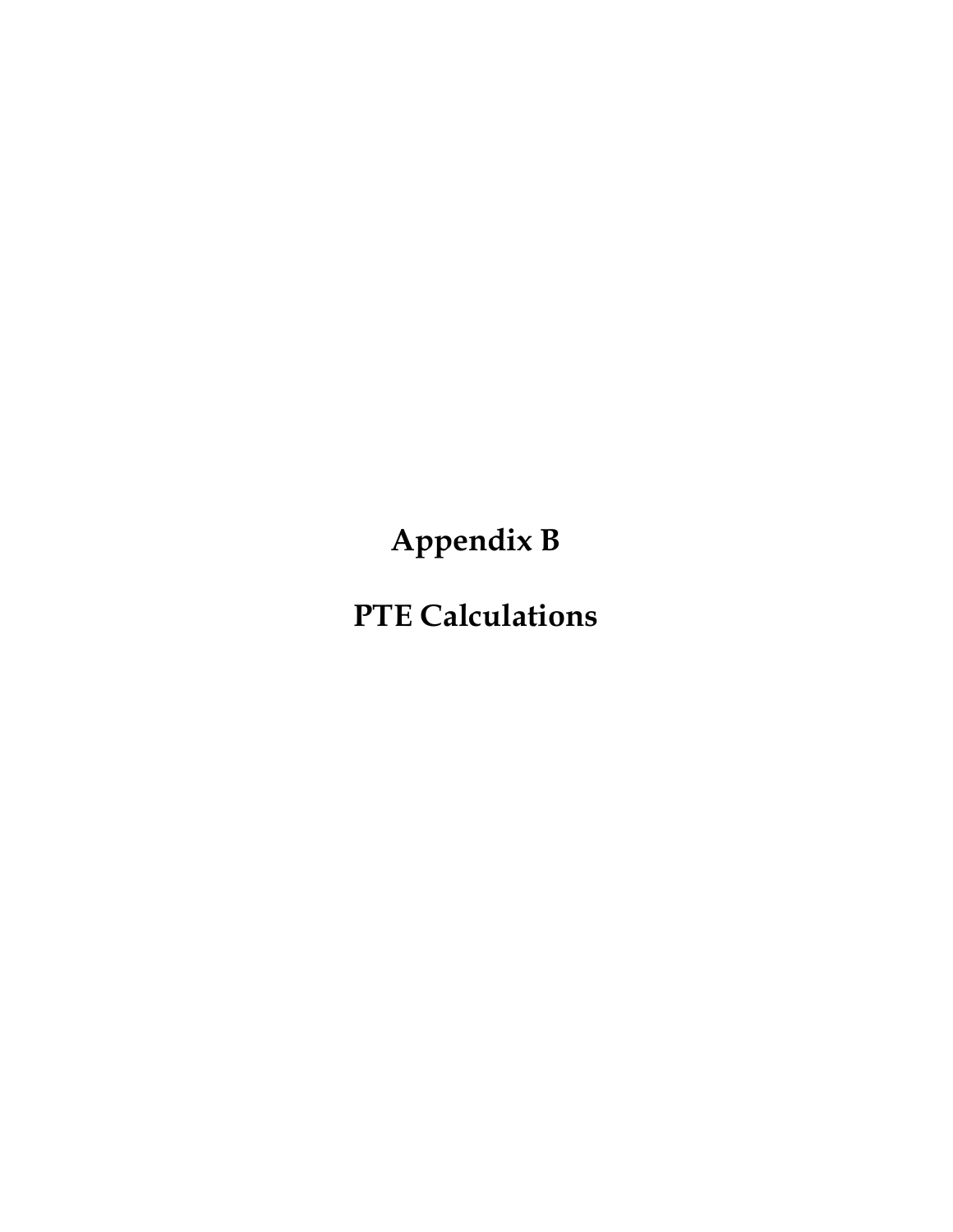# Appendix B

# PTE Calculations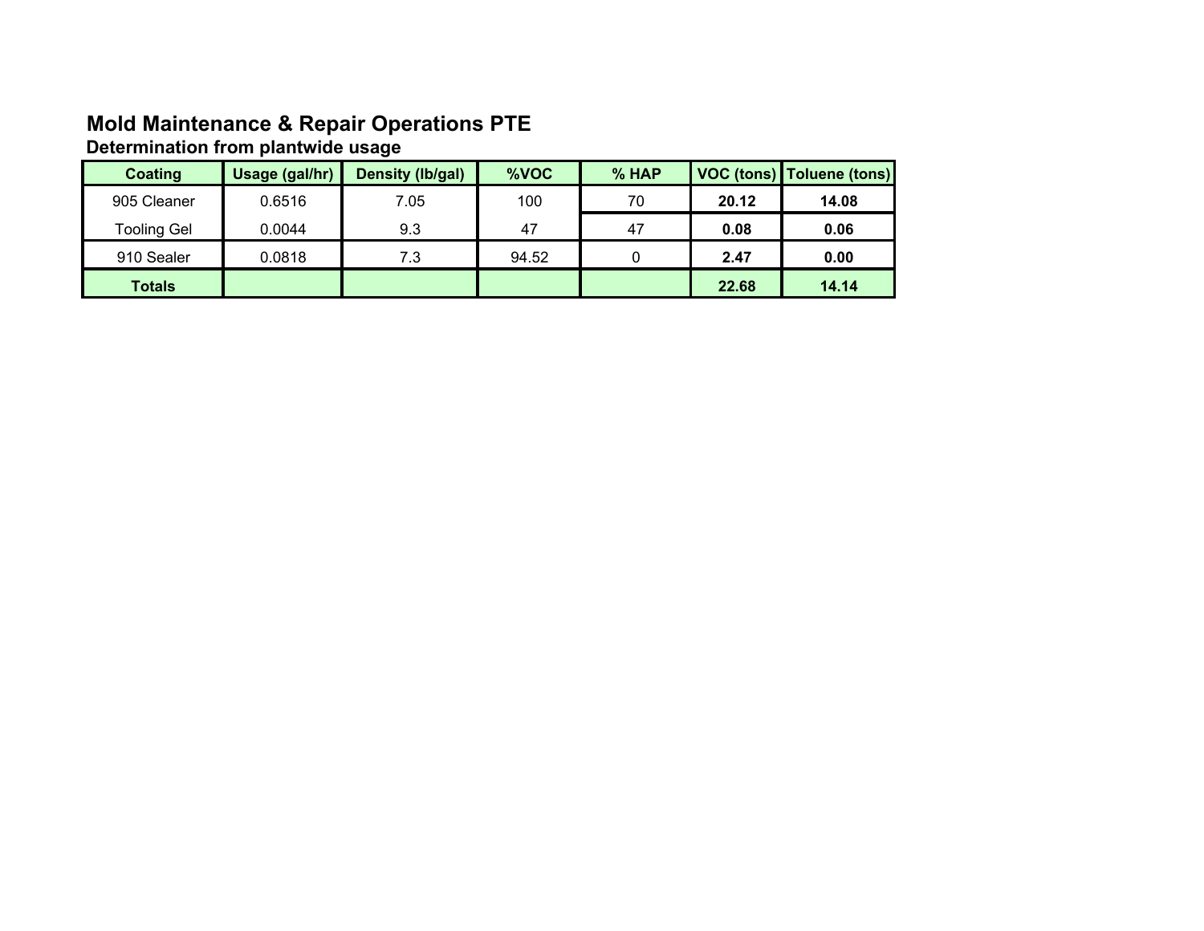## Mold Maintenance & Repair Operations PTE

### Determination from plantwide usage

| Coating | Usage (gal/hr) | Density (lb/gal) | %VOC | % HAP | VOC (tons) | Toluene (tons) |
|---|---|---|---|---|---|---|
| 905 Cleaner | 0.6516 | 7.05 | 100 | 70 | **20.12** | **14.08** |
| Tooling Gel | 0.0044 | 9.3 | 47 | 47 | **0.08** | **0.06** |
| 910 Sealer | 0.0818 | 7.3 | 94.52 | 0 | **2.47** | **0.00** |
| **Totals** | | | | | **22.68** | **14.14** |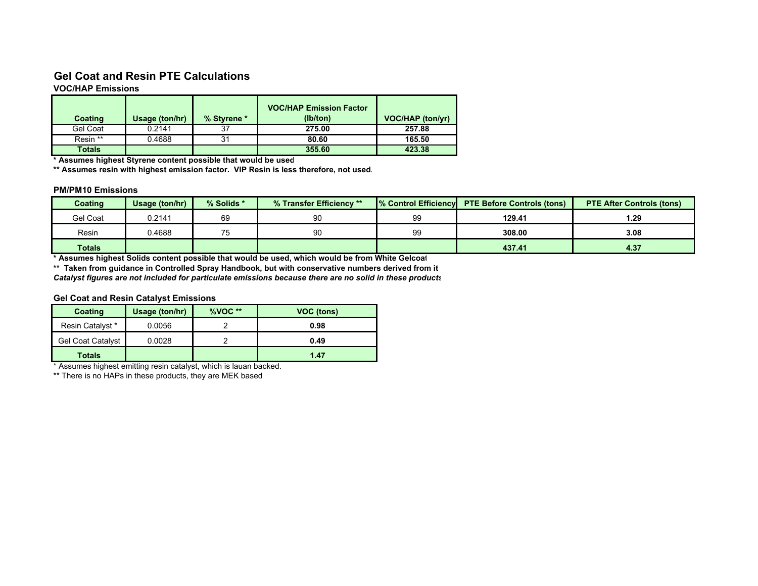## Gel Coat and Resin PTE Calculations

### VOC/HAP Emissions

| Coating | Usage (ton/hr) | % Styrene * | VOC/HAP Emission Factor (lb/ton) | VOC/HAP (ton/yr) |
|---|---|---|---|---|
| Gel Coat | 0.2141 | 37 | **275.00** | **257.88** |
| Resin ** | 0.4688 | 31 | **80.60** | **165.50** |
| **Totals** | | | **355.60** | **423.38** |

**\* Assumes highest Styrene content possible that would be used**

**\*\* Assumes resin with highest emission factor. VIP Resin is less therefore, not used.**

### PM/PM10 Emissions

| Coating | Usage (ton/hr) | % Solids * | % Transfer Efficiency ** | % Control Efficiency | PTE Before Controls (tons) | PTE After Controls (tons) |
|---|---|---|---|---|---|---|
| Gel Coat | 0.2141 | 69 | 90 | 99 | **129.41** | **1.29** |
| Resin | 0.4688 | 75 | 90 | 99 | **308.00** | **3.08** |
| **Totals** | | | | | **437.41** | **4.37** |

**\* Assumes highest Solids content possible that would be used, which would be from White Gelcoat**

**\*\* Taken from guidance in Controlled Spray Handbook, but with conservative numbers derived from it**

***Catalyst figures are not included for particulate emissions because there are no solid in these products***

### Gel Coat and Resin Catalyst Emissions

| Coating | Usage (ton/hr) | %VOC ** | VOC (tons) |
|---|---|---|---|
| Resin Catalyst * | 0.0056 | 2 | **0.98** |
| Gel Coat Catalyst | 0.0028 | 2 | **0.49** |
| **Totals** | | | **1.47** |

\* Assumes highest emitting resin catalyst, which is lauan backed.

\*\* There is no HAPs in these products, they are MEK based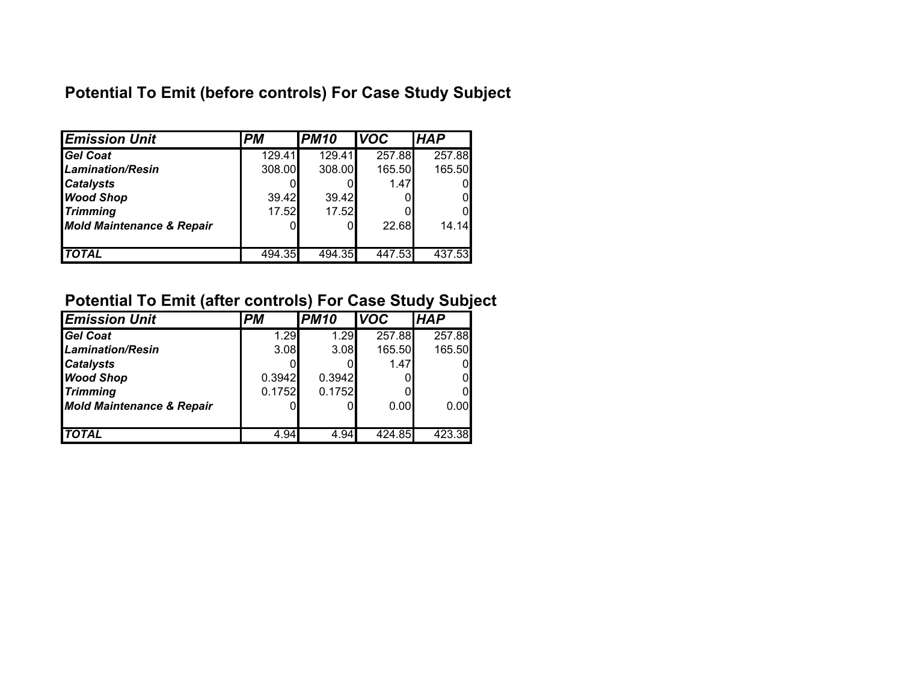## Potential To Emit (before controls) For Case Study Subject

| ***Emission Unit*** | ***PM*** | ***PM10*** | ***VOC*** | ***HAP*** |
|---|---|---|---|---|
| ***Gel Coat*** | 129.41 | 129.41 | 257.88 | 257.88 |
| ***Lamination/Resin*** | 308.00 | 308.00 | 165.50 | 165.50 |
| ***Catalysts*** | 0 | 0 | 1.47 | 0 |
| ***Wood Shop*** | 39.42 | 39.42 | 0 | 0 |
| ***Trimming*** | 17.52 | 17.52 | 0 | 0 |
| ***Mold Maintenance & Repair*** | 0 | 0 | 22.68 | 14.14 |
| ***TOTAL*** | 494.35 | 494.35 | 447.53 | 437.53 |

## Potential To Emit (after controls) For Case Study Subject

| ***Emission Unit*** | ***PM*** | ***PM10*** | ***VOC*** | ***HAP*** |
|---|---|---|---|---|
| ***Gel Coat*** | 1.29 | 1.29 | 257.88 | 257.88 |
| ***Lamination/Resin*** | 3.08 | 3.08 | 165.50 | 165.50 |
| ***Catalysts*** | 0 | 0 | 1.47 | 0 |
| ***Wood Shop*** | 0.3942 | 0.3942 | 0 | 0 |
| ***Trimming*** | 0.1752 | 0.1752 | 0 | 0 |
| ***Mold Maintenance & Repair*** | 0 | 0 | 0.00 | 0.00 |
| ***TOTAL*** | 4.94 | 4.94 | 424.85 | 423.38 |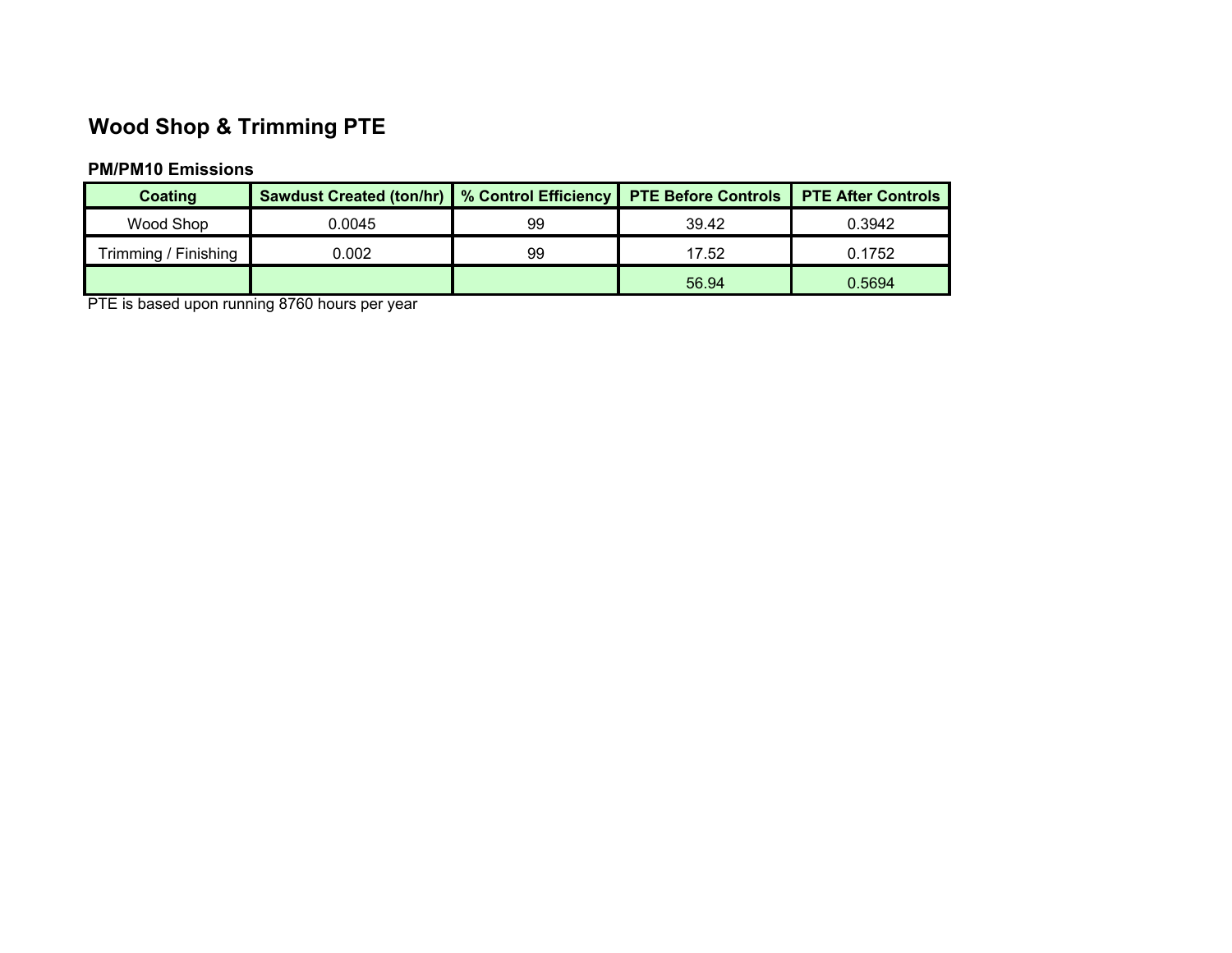## Wood Shop & Trimming PTE

### PM/PM10 Emissions

| Coating | Sawdust Created (ton/hr) | % Control Efficiency | PTE Before Controls | PTE After Controls |
|---|---|---|---|---|
| Wood Shop | 0.0045 | 99 | 39.42 | 0.3942 |
| Trimming / Finishing | 0.002 | 99 | 17.52 | 0.1752 |
| | | | 56.94 | 0.5694 |

PTE is based upon running 8760 hours per year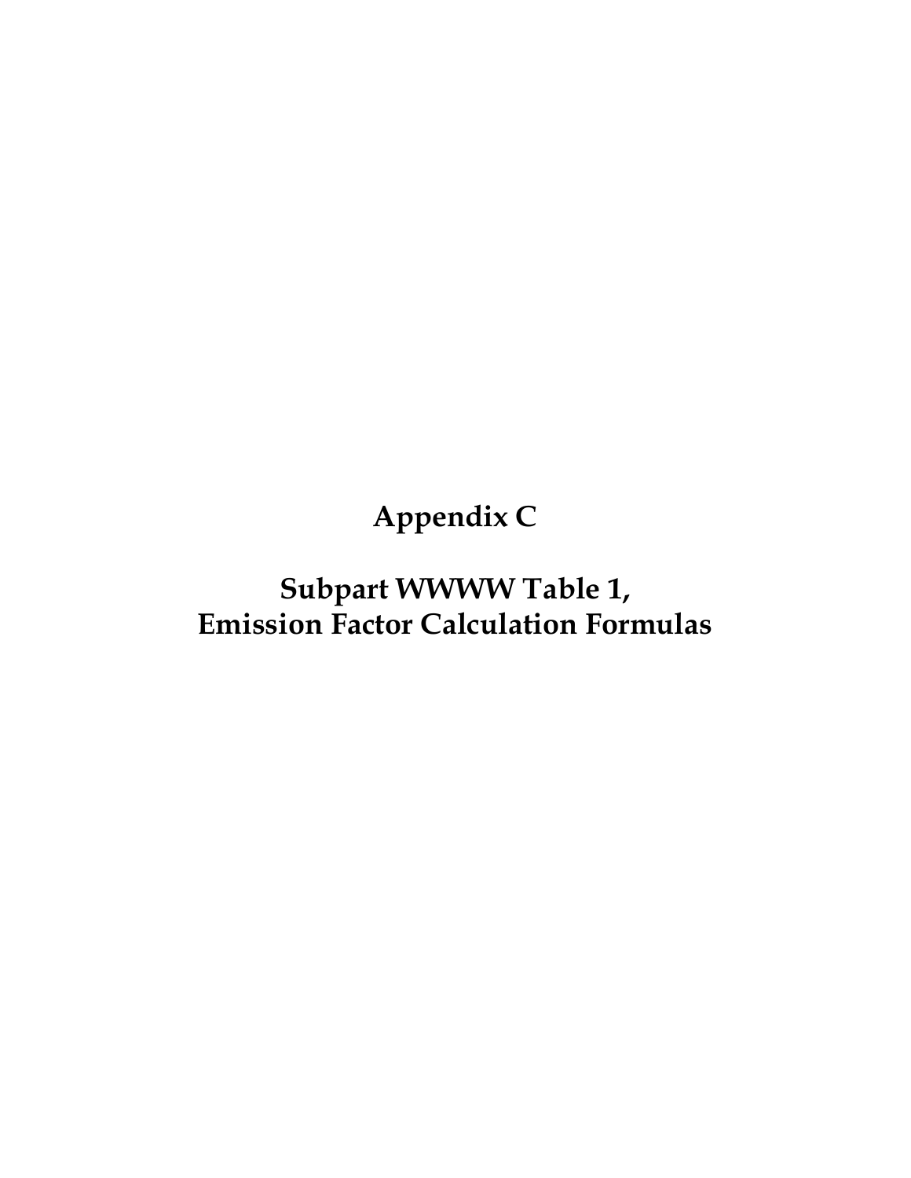# Appendix C

# Subpart WWWW Table 1, Emission Factor Calculation Formulas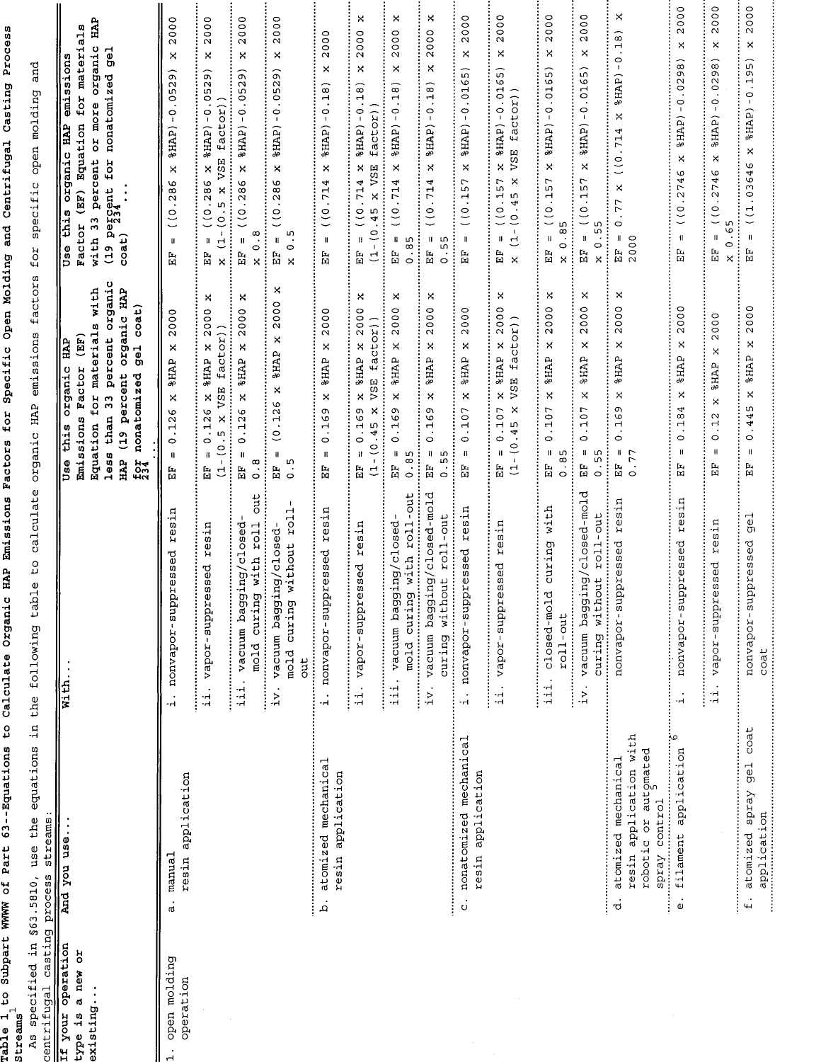# Table 1 to Subpart WWWW of Part 63--Equations to Calculate Organic HAP Emissions Factors for Specific Open Molding and Centrifugal Casting Process Streams[1]

As specified in §63.5810, use the equations in the following table to calculate organic HAP emissions factors for specific open molding and centrifugal casting process streams:

| If your operation type is a new or existing... | And you use... | With... | Use this organic HAP Emissions Factor (EF) Equation for materials with less than 33 percent organic HAP (19 percent organic HAP for nonatomized gel coat)[2,3,4]... | Use this organic HAP emissions Factor (EF) Equation for materials with 33 percent or more organic HAP (19 percent for nonatomized gel coat)[2,3,4]... |
|---|---|---|---|---|
| 1. open molding operation | a. manual resin application | i. nonvapor-suppressed resin | EF = 0.126 x %HAP x 2000 | EF = ((0.286 x %HAP)-0.0529) x 2000 |
| | | ii. vapor-suppressed resin | EF = 0.126 x %HAP x 2000 x (1-(0.5 x VSE factor)) | EF = ((0.286 x %HAP)-0.0529) x 2000 x (1-(0.5 x VSE factor)) |
| | | iii. vacuum bagging/closed-mold curing with roll out | EF = 0.126 x %HAP x 2000 x 0.8 | EF = ((0.286 x %HAP)-0.0529) x 2000 x 0.8 |
| | | iv. vacuum bagging/closed-mold curing without roll-out | EF = (0.126 x %HAP x 2000 x 0.5 | EF = ((0.286 x %HAP)-0.0529) x 2000 x 0.5 |
| | b. atomized mechanical resin application | i. nonvapor-suppressed resin | EF = 0.169 x %HAP x 2000 | EF = ((0.714 x %HAP)-0.18) x 2000 |
| | | ii. vapor-suppressed resin | EF = 0.169 x %HAP x 2000 x (1-(0.45 x VSE factor)) | EF = ((0.714 x %HAP)-0.18) x 2000 x (1-(0.45 x VSE factor)) |
| | | iii. vacuum bagging/closed-mold curing with roll-out | EF = 0.169 x %HAP x 2000 x 0.85 | EF = ((0.714 x %HAP)-0.18) x 2000 x 0.85 |
| | | iv. vacuum bagging/closed-mold curing without roll-out | EF = 0.169 x %HAP x 2000 x 0.55 | EF = ((0.714 x %HAP)-0.18) x 2000 x 0.55 |
| | c. nonatomized mechanical resin application | i. nonvapor-suppressed resin | EF = 0.107 x %HAP x 2000 | EF = ((0.157 x %HAP)-0.0165) x 2000 |
| | | ii. vapor-suppressed resin | EF = 0.107 x %HAP x 2000 x (1-(0.45 x VSE factor)) | EF = ((0.157 x %HAP)-0.0165) x 2000 x (1-(0.45 x VSE factor)) |
| | | iii. closed-mold curing with roll-out | EF = 0.107 x %HAP x 2000 x 0.85 | EF = ((0.157 x %HAP)-0.0165) x 2000 x 0.85 |
| | | iv. vacuum bagging/closed-mold curing without roll-out | EF = 0.107 x %HAP x 2000 x 0.55 | EF = ((0.157 x %HAP)-0.0165) x 2000 x 0.55 |
| | d. atomized mechanical resin application with robotic or automated spray control[5] | nonvapor-suppressed resin | EF = 0.169 x %HAP x 2000 x 0.77 | EF = 0.77 x ((0.714 x %HAP)-0.18) x 2000 |
| | e. filament application[6] | i. nonvapor-suppressed resin | EF = 0.184 x %HAP x 2000 | EF = ((0.2746 x %HAP)-0.0298) x 2000 |
| | | ii. vapor-suppressed resin | EF = 0.12 x %HAP x 2000 | EF = ((0.2746 x %HAP)-0.0298) x 2000 x 0.65 |
| | f. atomized spray gel coat application | nonvapor-suppressed gel coat | EF = 0.445 x %HAP x 2000 | EF = ((1.03646 x %HAP)-0.195) x 2000 |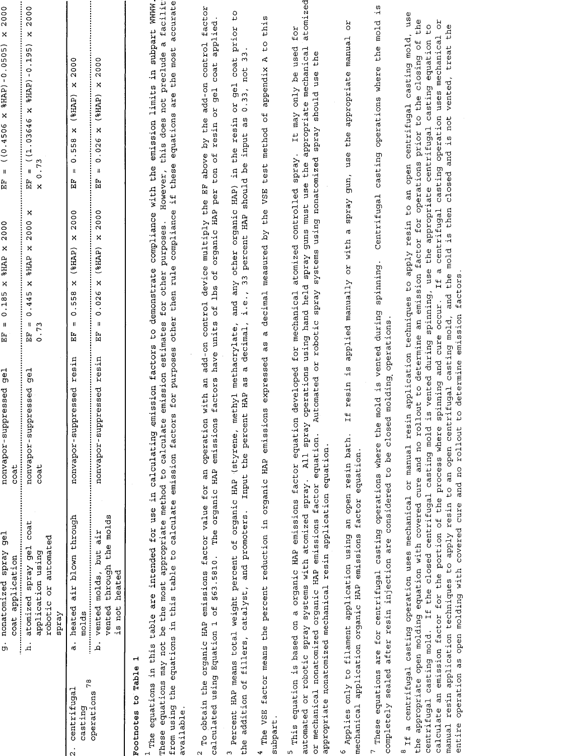| | | | | |
|---|---|---|---|---|
| | g. nonatomized spray gel coat application | nonvapor-suppressed gel coat | EF = 0.185 x %HAP x 2000 | EF = ((0.4506 x %HAP)-0.0505) x 2000 |
| | h. atomized spray gel coat application using robotic or automated spray | nonvapor-suppressed gel coat | EF = 0.445 x %HAP x 2000 x 0.73 | EF = ((1.03646 x %HAP)-0.195) x 2000 x 0.73 |
| 2. centrifugal casting operations [7,8] | a. heated air blown through molds | nonvapor-suppressed resin | EF = 0.558 x (%HAP) x 2000 | EF = 0.558 x (%HAP) x 2000 |
| | b. vented molds, but air vented through the molds is not heated | nonvapor-suppressed resin | EF = 0.026 x (%HAP) x 2000 | EF = 0.026 x (%HAP) x 2000 |

**Footnotes to Table 1**

[1] The equations in this table are intended for use in calculating emission factors to demonstrate compliance with the emission limits in subpart WWWW. These equations may not be the most appropriate method to calculate emission estimates for other purposes. However, this does not preclude a facility from using the equations in this table to calculate emission factors for purposes other then rule compliance if these equations are the most accurate available.

[2] To obtain the organic HAP emissions factor value for an operation with an add-on control device multiply the EF above by the add-on control factor calculated using Equation 1 of §63.5810. The organic HAP emissions factors have units of lbs of organic HAP per ton of resin or gel coat applied.

[3] Percent HAP means total weight percent of organic HAP (styrene, methyl methacrylate, and any other organic HAP) in the resin or gel coat prior to the addition of fillers, catalyst, and promoters. Input the percent HAP as a decimal, i.e., 33 percent HAP should be input as 0.33, not 33.

[4] The VSE factor means the percent reduction in organic HAP emissions expressed as a decimal measured by the VSE test method of appendix A to this subpart.

[5] This equation is based on a organic HAP emissions factor equation developed for mechanical atomized controlled spray. It may only be used for automated or robotic spray systems with atomized spray. All spray operations using hand held spray guns must use the appropriate mechanical atomized or mechanical nonatomized organic HAP emissions factor equation. Automated or robotic spray systems using nonatomized spray should use the appropriate nonatomized mechanical resin application equation.

[6] Applies only to filament application using an open resin bath. If resin is applied manually or with a spray gun, use the appropriate manual or mechanical application organic HAP emissions factor equation.

[7] These equations are for centrifugal casting operations where the mold is vented during spinning. Centrifugal casting operations where the mold is completely sealed after resin injection are considered to be closed molding operations.

[8] If a centrifugal casting operation uses mechanical or manual resin application techniques to apply resin to an open centrifugal casting mold, use the appropriate open molding equation with covered cure and no rollout to determine an emission factor for operations prior to the closing of the centrifugal casting mold. If the closed centrifugal casting mold is vented during spinning, use the appropriate centrifugal casting equation to calculate an emission factor for the portion of the process where spinning and cure occur. If a centrifugal casting operation uses mechanical or manual resin application techniques to apply resin to an open centrifugal casting mold, and the mold is then closed and is not vented, treat the entire operation as open molding with covered cure and no rollout to determine emission factors.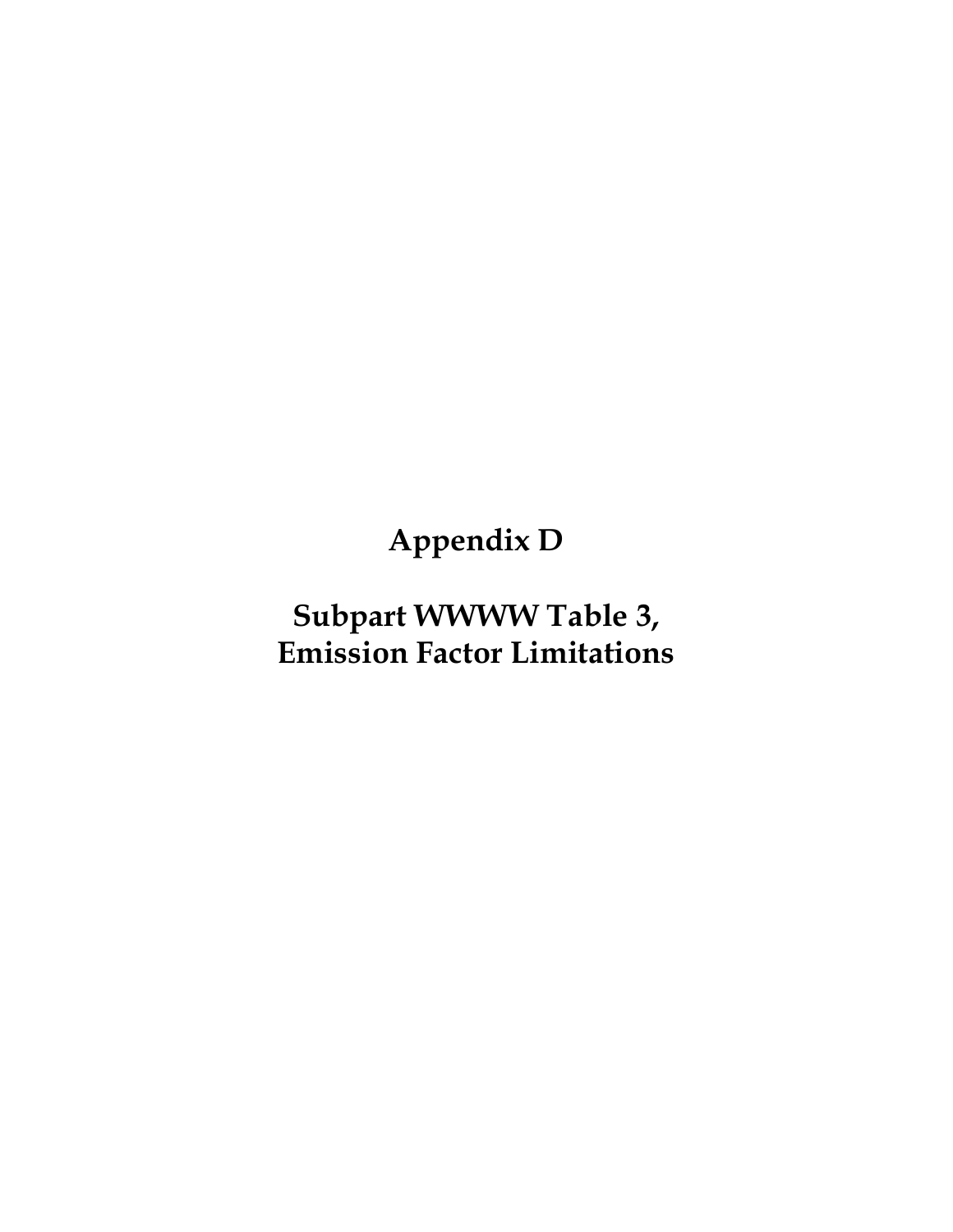# Appendix D

# Subpart WWWW Table 3, Emission Factor Limitations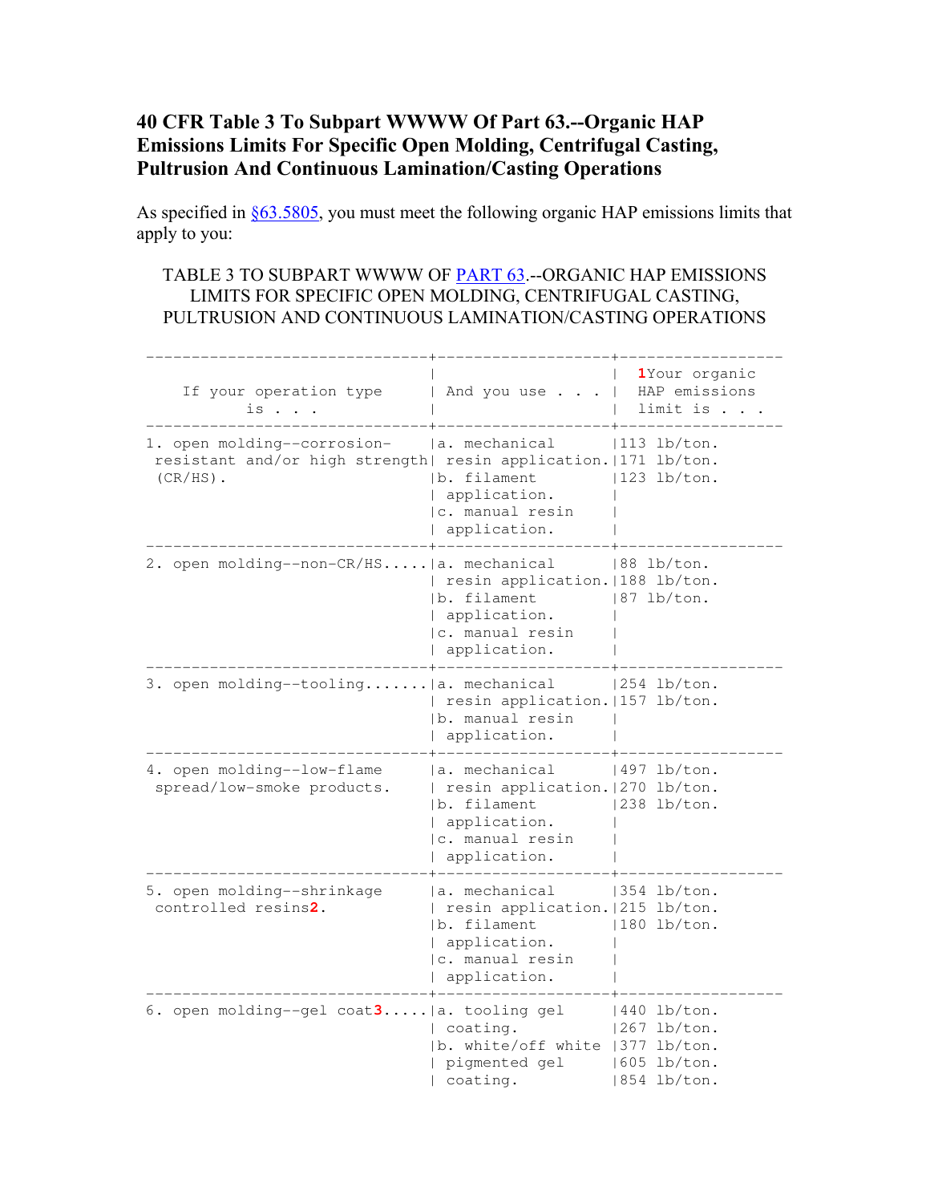## 40 CFR Table 3 To Subpart WWWW Of Part 63.--Organic HAP Emissions Limits For Specific Open Molding, Centrifugal Casting, Pultrusion And Continuous Lamination/Casting Operations

As specified in §63.5805, you must meet the following organic HAP emissions limits that apply to you:

TABLE 3 TO SUBPART WWWW OF PART 63.--ORGANIC HAP EMISSIONS LIMITS FOR SPECIFIC OPEN MOLDING, CENTRIFUGAL CASTING, PULTRUSION AND CONTINUOUS LAMINATION/CASTING OPERATIONS

| If your operation type is . . . | And you use . . . | [1]Your organic HAP emissions limit is . . . |
| --- | --- | --- |
| 1. open molding--corrosion-resistant and/or high strength (CR/HS). | a. mechanical resin application.<br>b. filament application.<br>c. manual resin application. | 113 lb/ton.<br>171 lb/ton.<br>123 lb/ton. |
| 2. open molding--non-CR/HS..... | a. mechanical resin application.<br>b. filament application.<br>c. manual resin application. | 88 lb/ton.<br>188 lb/ton.<br>87 lb/ton. |
| 3. open molding--tooling....... | a. mechanical resin application.<br>b. manual resin application. | 254 lb/ton.<br>157 lb/ton. |
| 4. open molding--low-flame spread/low-smoke products. | a. mechanical resin application.<br>b. filament application.<br>c. manual resin application. | 497 lb/ton.<br>270 lb/ton.<br>238 lb/ton. |
| 5. open molding--shrinkage controlled resins[2]. | a. mechanical resin application.<br>b. filament application.<br>c. manual resin application. | 354 lb/ton.<br>215 lb/ton.<br>180 lb/ton. |
| 6. open molding--gel coat[3]..... | a. tooling gel coating.<br>b. white/off white pigmented gel coating. | 440 lb/ton.<br>267 lb/ton.<br>377 lb/ton.<br>605 lb/ton.<br>854 lb/ton. |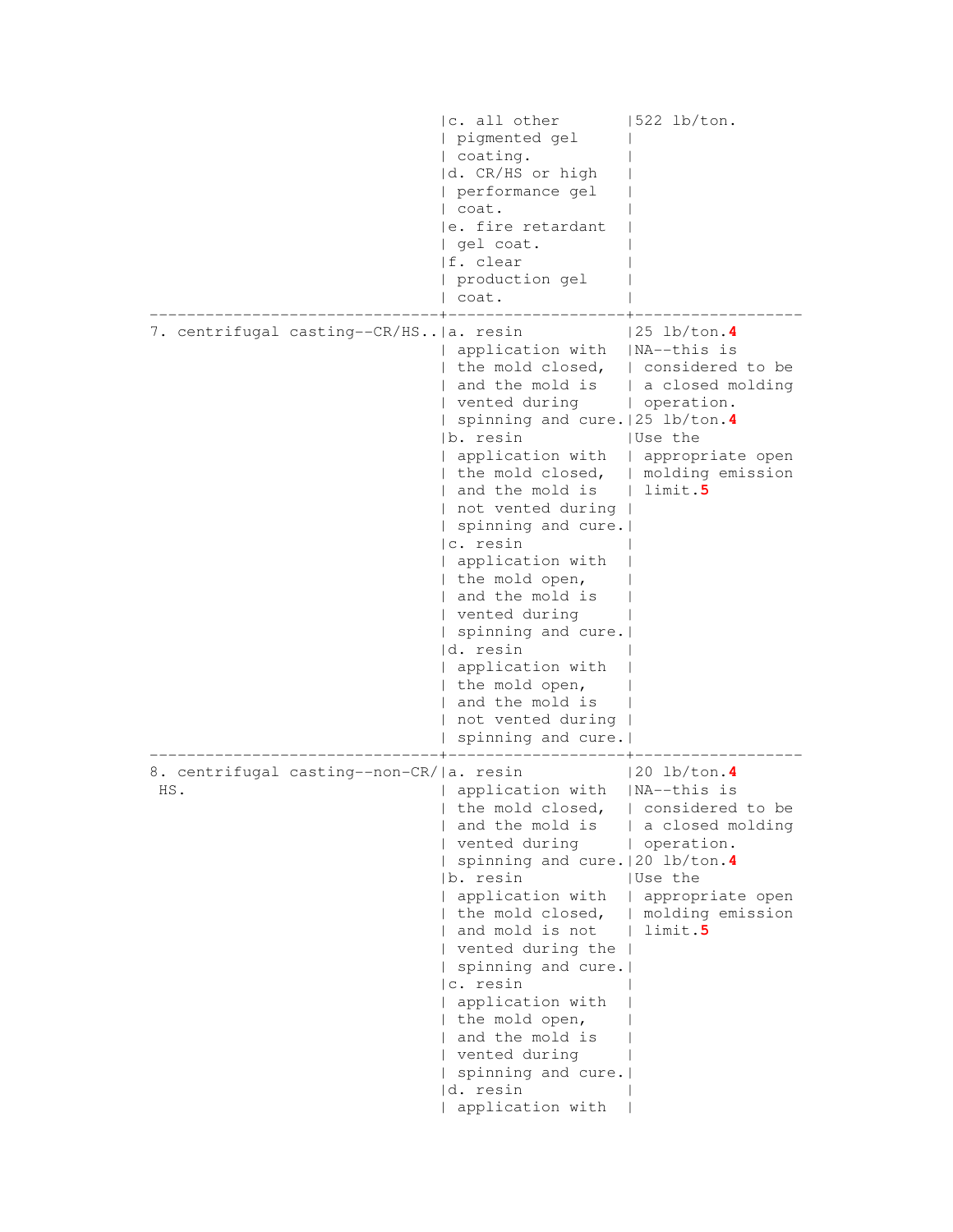| | | |
|---|---|---|
| | c. all other pigmented gel coating. d. CR/HS or high performance gel coat. e. fire retardant gel coat. f. clear production gel coat. | 522 lb/ton. |
| 7. centrifugal casting--CR/HS.. | a. resin application with the mold closed, and the mold is vented during spinning and cure. | 25 lb/ton.[4] NA--this is considered to be a closed molding operation. |
| | b. resin application with the mold closed, and the mold is not vented during spinning and cure. c. resin application with the mold open, and the mold is vented during spinning and cure. d. resin application with the mold open, and the mold is not vented during spinning and cure. | 25 lb/ton.[4] Use the appropriate open molding emission limit.[5] |
| 8. centrifugal casting--non-CR/ HS. | a. resin application with the mold closed, and the mold is vented during spinning and cure. | 20 lb/ton.[4] NA--this is considered to be a closed molding operation. |
| | b. resin application with the mold closed, and mold is not vented during the spinning and cure. c. resin application with the mold open, and the mold is vented during spinning and cure. d. resin application with | 20 lb/ton.[4] Use the appropriate open molding emission limit.[5] |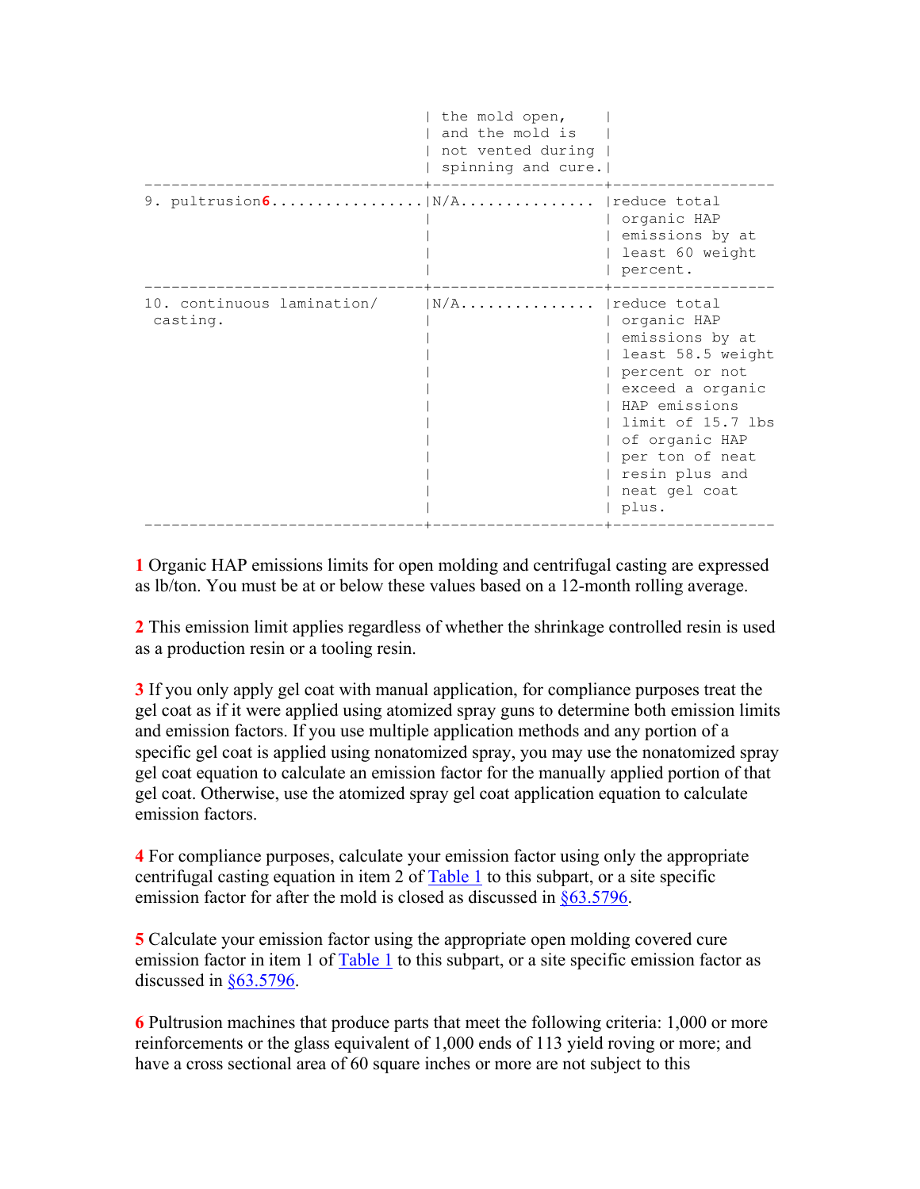| | | |
|---|---|---|
| | the mold open, and the mold is not vented during spinning and cure. | |
| 9. pultrusion[6] | N/A | reduce total organic HAP emissions by at least 60 weight percent. |
| 10. continuous lamination/ casting. | N/A | reduce total organic HAP emissions by at least 58.5 weight percent or not exceed a organic HAP emissions limit of 15.7 lbs of organic HAP per ton of neat resin plus and neat gel coat plus. |

1 Organic HAP emissions limits for open molding and centrifugal casting are expressed as lb/ton. You must be at or below these values based on a 12-month rolling average.

2 This emission limit applies regardless of whether the shrinkage controlled resin is used as a production resin or a tooling resin.

3 If you only apply gel coat with manual application, for compliance purposes treat the gel coat as if it were applied using atomized spray guns to determine both emission limits and emission factors. If you use multiple application methods and any portion of a specific gel coat is applied using nonatomized spray, you may use the nonatomized spray gel coat equation to calculate an emission factor for the manually applied portion of that gel coat. Otherwise, use the atomized spray gel coat application equation to calculate emission factors.

4 For compliance purposes, calculate your emission factor using only the appropriate centrifugal casting equation in item 2 of Table 1 to this subpart, or a site specific emission factor for after the mold is closed as discussed in §63.5796.

5 Calculate your emission factor using the appropriate open molding covered cure emission factor in item 1 of Table 1 to this subpart, or a site specific emission factor as discussed in §63.5796.

6 Pultrusion machines that produce parts that meet the following criteria: 1,000 or more reinforcements or the glass equivalent of 1,000 ends of 113 yield roving or more; and have a cross sectional area of 60 square inches or more are not subject to this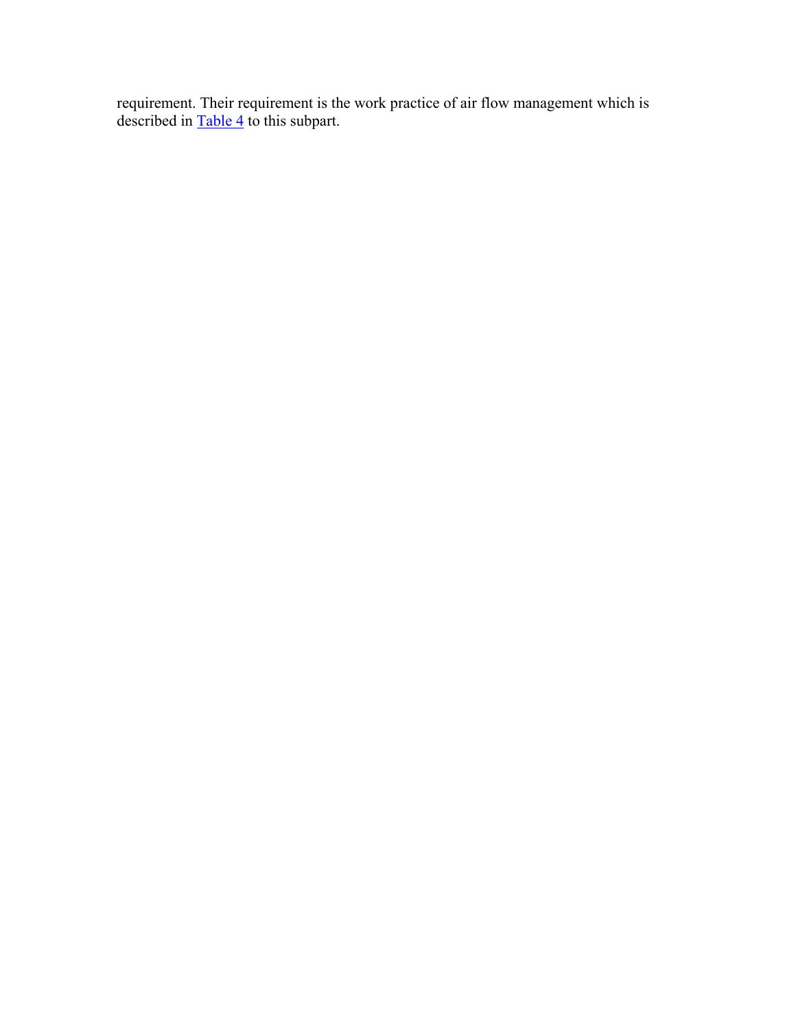requirement. Their requirement is the work practice of air flow management which is described in Table 4 to this subpart.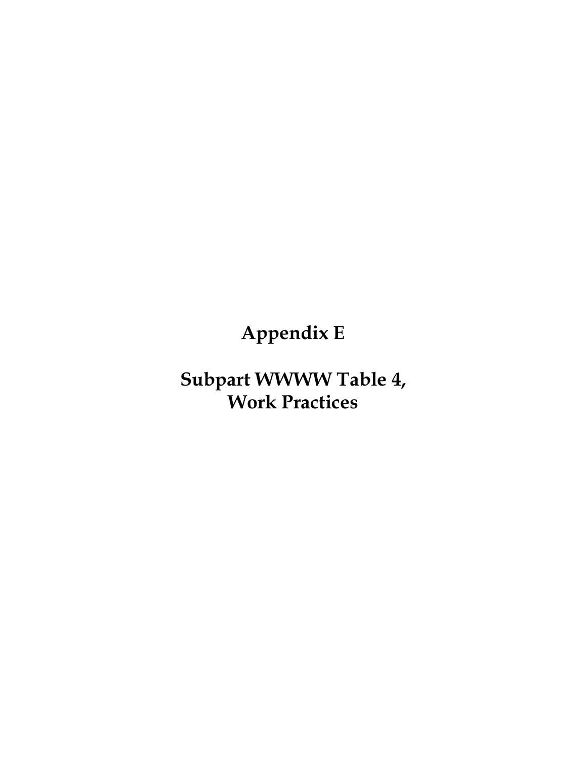# Appendix E

# Subpart WWWW Table 4, Work Practices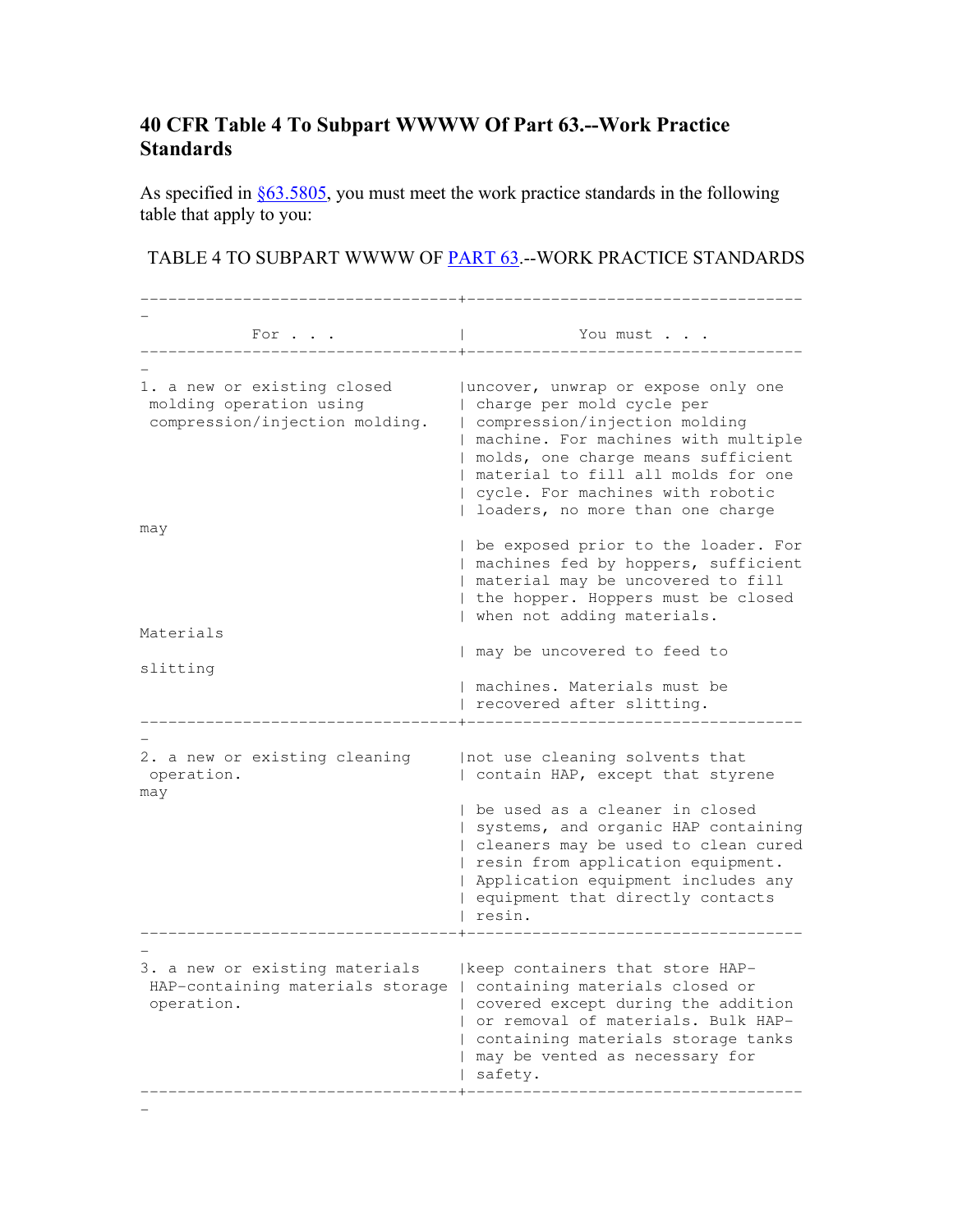## 40 CFR Table 4 To Subpart WWWW Of Part 63.--Work Practice Standards

As specified in §63.5805, you must meet the work practice standards in the following table that apply to you:

TABLE 4 TO SUBPART WWWW OF PART 63.--WORK PRACTICE STANDARDS

| For . . . | You must . . . |
| --- | --- |
| 1. a new or existing closed molding operation using compression/injection molding. | uncover, unwrap or expose only one charge per mold cycle per compression/injection molding machine. For machines with multiple molds, one charge means sufficient material to fill all molds for one cycle. For machines with robotic loaders, no more than one charge may be exposed prior to the loader. For machines fed by hoppers, sufficient material may be uncovered to fill the hopper. Hoppers must be closed when not adding materials. Materials may be uncovered to feed to slitting machines. Materials must be recovered after slitting. |
| 2. a new or existing cleaning operation. | not use cleaning solvents that contain HAP, except that styrene may be used as a cleaner in closed systems, and organic HAP containing cleaners may be used to clean cured resin from application equipment. Application equipment includes any equipment that directly contacts resin. |
| 3. a new or existing materials HAP-containing materials storage operation. | keep containers that store HAP-containing materials closed or covered except during the addition or removal of materials. Bulk HAP-containing materials storage tanks may be vented as necessary for safety. |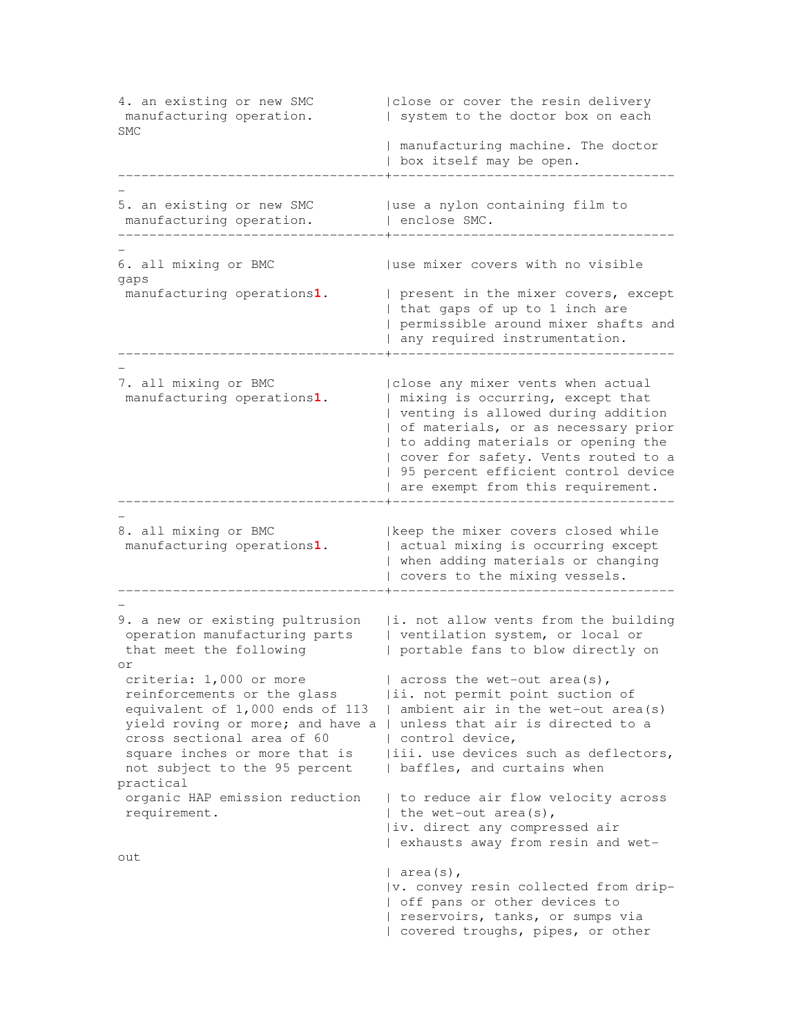| | |
|---|---|
| 4. an existing or new SMC manufacturing operation. | close or cover the resin delivery system to the doctor box on each SMC manufacturing machine. The doctor box itself may be open. |
| 5. an existing or new SMC manufacturing operation. | use a nylon containing film to enclose SMC. |
| 6. all mixing or BMC manufacturing operations[1]. | use mixer covers with no visible gaps present in the mixer covers, except that gaps of up to 1 inch are permissible around mixer shafts and any required instrumentation. |
| 7. all mixing or BMC manufacturing operations[1]. | close any mixer vents when actual mixing is occurring, except that venting is allowed during addition of materials, or as necessary prior to adding materials or opening the cover for safety. Vents routed to a 95 percent efficient control device are exempt from this requirement. |
| 8. all mixing or BMC manufacturing operations[1]. | keep the mixer covers closed while actual mixing is occurring except when adding materials or changing covers to the mixing vessels. |
| 9. a new or existing pultrusion operation manufacturing parts that meet the following criteria: 1,000 or more reinforcements or the glass equivalent of 1,000 ends of 113 yield roving or more; and have a cross sectional area of 60 square inches or more that is not subject to the 95 percent organic HAP emission reduction requirement. | i. not allow vents from the building ventilation system, or local or portable fans to blow directly on or across the wet-out area(s), ii. not permit point suction of ambient air in the wet-out area(s) unless that air is directed to a control device, iii. use devices such as deflectors, baffles, and curtains when practical to reduce air flow velocity across the wet-out area(s), iv. direct any compressed air exhausts away from resin and wet-out area(s), v. convey resin collected from drip-off pans or other devices to reservoirs, tanks, or sumps via covered troughs, pipes, or other |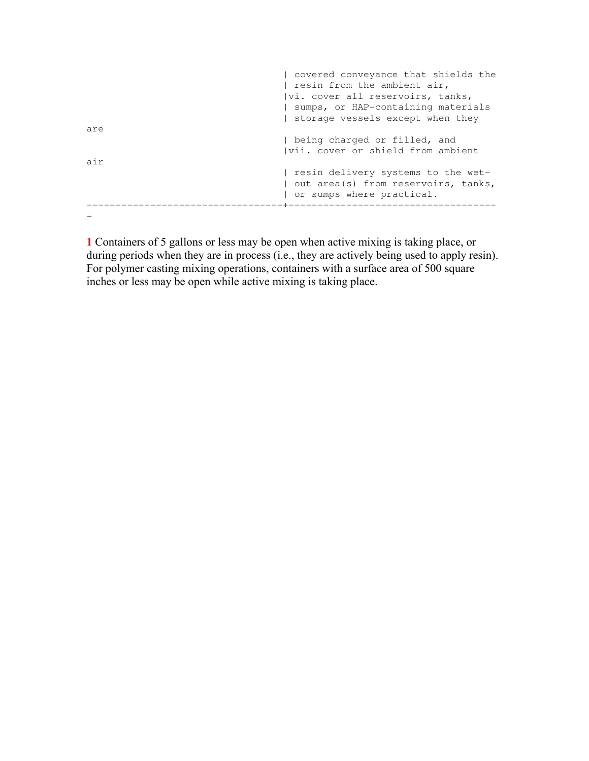| | |
|---|---|
| | covered conveyance that shields the resin from the ambient air, |
| | vi. cover all reservoirs, tanks, sumps, or HAP-containing materials storage vessels except when they are being charged or filled, and |
| | vii. cover or shield from ambient air resin delivery systems to the wet-out area(s) from reservoirs, tanks, or sumps where practical. |

1 Containers of 5 gallons or less may be open when active mixing is taking place, or during periods when they are in process (i.e., they are actively being used to apply resin). For polymer casting mixing operations, containers with a surface area of 500 square inches or less may be open while active mixing is taking place.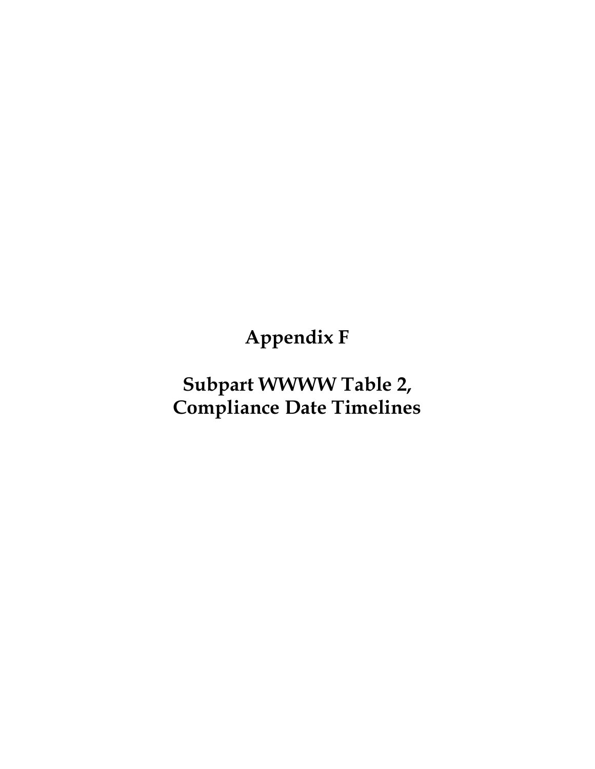# Appendix F

# Subpart WWWW Table 2, Compliance Date Timelines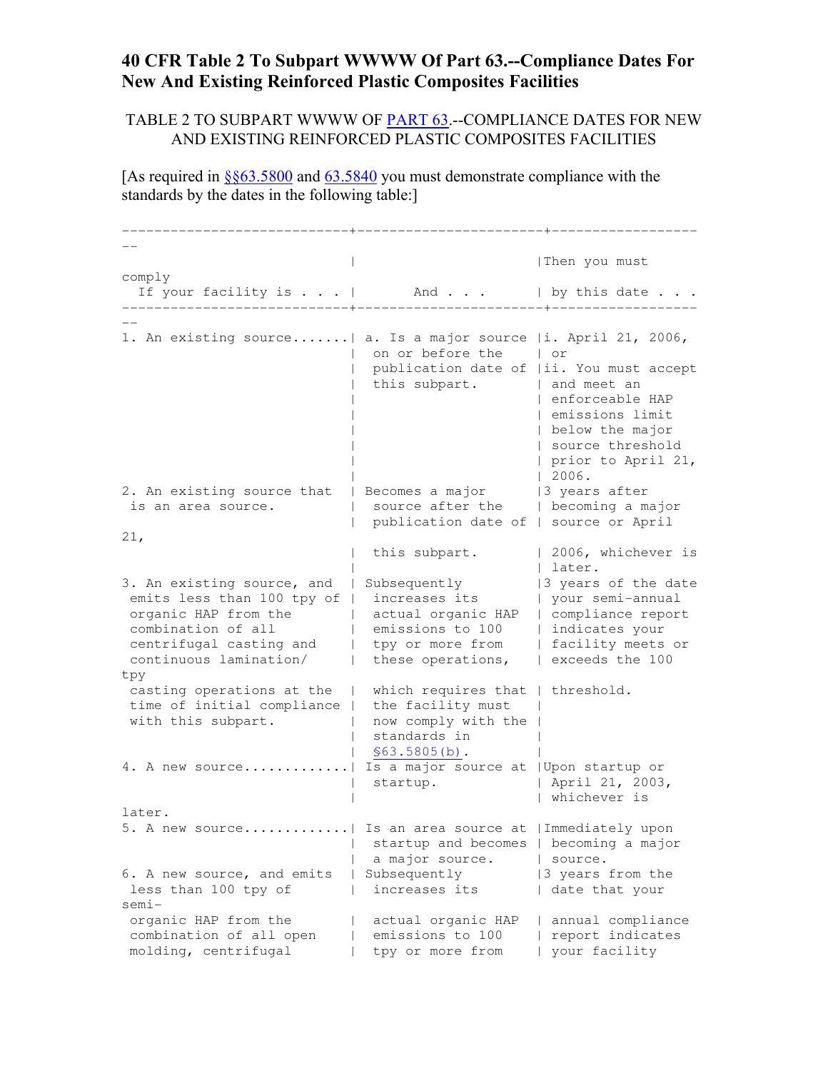# 40 CFR Table 2 To Subpart WWWW Of Part 63.--Compliance Dates For New And Existing Reinforced Plastic Composites Facilities

TABLE 2 TO SUBPART WWWW OF PART 63.--COMPLIANCE DATES FOR NEW AND EXISTING REINFORCED PLASTIC COMPOSITES FACILITIES

[As required in §§63.5800 and 63.5840 you must demonstrate compliance with the standards by the dates in the following table:]

| If your facility is . . . | And . . . | Then you must comply by this date . . . |
| --- | --- | --- |
| 1. An existing source | a. Is a major source on or before the publication date of this subpart. | i. April 21, 2006, or<br>ii. You must accept and meet an enforceable HAP emissions limit below the major source threshold prior to April 21, 2006. |
| 2. An existing source that is an area source. | Becomes a major source after the publication date of this subpart. | 3 years after becoming a major source or April 21, 2006, whichever is later. |
| 3. An existing source, and emits less than 100 tpy of organic HAP from the combination of all centrifugal casting and continuous lamination/casting operations at the time of initial compliance with this subpart. | Subsequently increases its actual organic HAP emissions to 100 tpy or more from these operations, which requires that the facility must now comply with the standards in §63.5805(b). | 3 years of the date your semi-annual compliance report indicates your facility meets or exceeds the 100 tpy threshold. |
| 4. A new source | Is a major source at startup. | Upon startup or April 21, 2003, whichever is later. |
| 5. A new source | Is an area source at startup and becomes a major source. | Immediately upon becoming a major source. |
| 6. A new source, and emits less than 100 tpy of organic HAP from the combination of all open molding, centrifugal | Subsequently increases its actual organic HAP emissions to 100 tpy or more from | 3 years from the date that your semi-annual compliance report indicates your facility |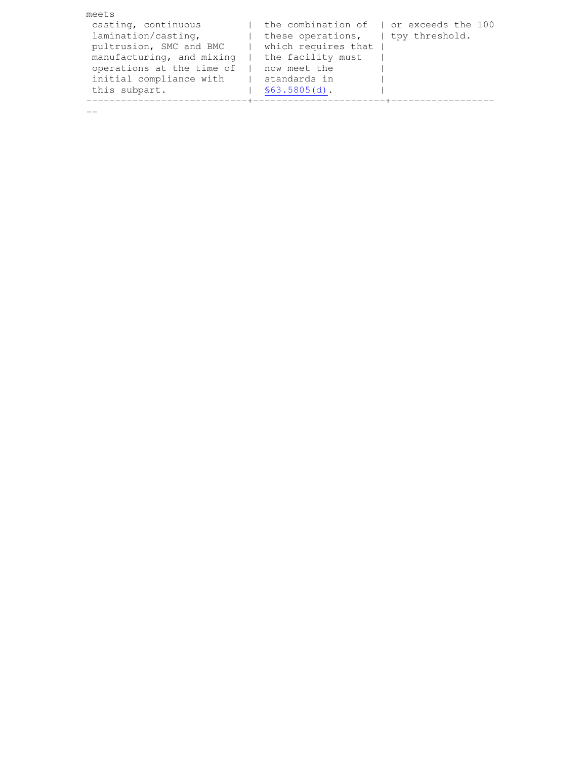meets

| | | |
|---|---|---|
| casting, continuous lamination/casting, pultrusion, SMC and BMC manufacturing, and mixing operations at the time of initial compliance with this subpart. | the combination of these operations, which requires that the facility must now meet the standards in §63.5805(d). | or exceeds the 100 tpy threshold. |

--